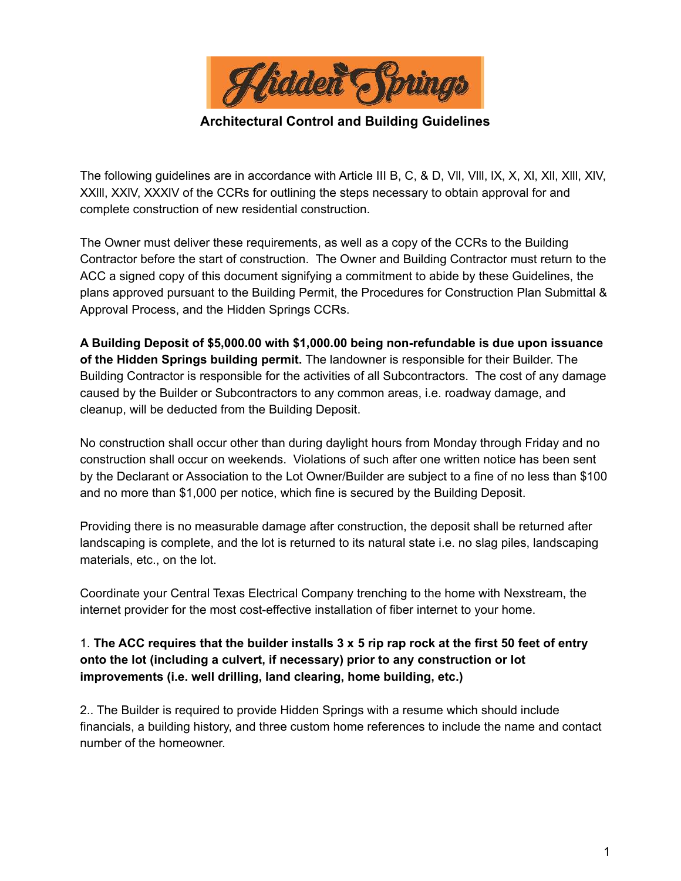# Hidden Springs

## Architectural Control and Building Guidelines

The following guidelines are in accordance with Article III B, C, & D, VII, VIII, IX, X, XI, XII, XIII, XIV, XXIII, XXIV, XXXIV of the CCRs for outlining the steps necessary to obtain approval for and complete construction of new residential construction.

The Owner must deliver these requirements, as well as a copy of the CCRs to the Building Contractor before the start of construction. The Owner and Building Contractor must return to the ACC a signed copy of this document signifying a commitment to abide by these Guidelines, the plans approved pursuant to the Building Permit, the Procedures for Construction Plan Submittal & Approval Process, and the Hidden Springs CCRs.

**A Building Deposit of $5,000.00 with $1,000.00 being non-refundable is due upon issuance of the Hidden Springs building permit.** The landowner is responsible for their Builder. The Building Contractor is responsible for the activities of all Subcontractors. The cost of any damage caused by the Builder or Subcontractors to any common areas, i.e. roadway damage, and cleanup, will be deducted from the Building Deposit.

No construction shall occur other than during daylight hours from Monday through Friday and no construction shall occur on weekends. Violations of such after one written notice has been sent by the Declarant or Association to the Lot Owner/Builder are subject to a fine of no less than $100 and no more than $1,000 per notice, which fine is secured by the Building Deposit.

Providing there is no measurable damage after construction, the deposit shall be returned after landscaping is complete, and the lot is returned to its natural state i.e. no slag piles, landscaping materials, etc., on the lot.

Coordinate your Central Texas Electrical Company trenching to the home with Nexstream, the internet provider for the most cost-effective installation of fiber internet to your home.

1. **The ACC requires that the builder installs 3 x 5 rip rap rock at the first 50 feet of entry onto the lot (including a culvert, if necessary) prior to any construction or lot improvements (i.e. well drilling, land clearing, home building, etc.)**

2.. The Builder is required to provide Hidden Springs with a resume which should include financials, a building history, and three custom home references to include the name and contact number of the homeowner.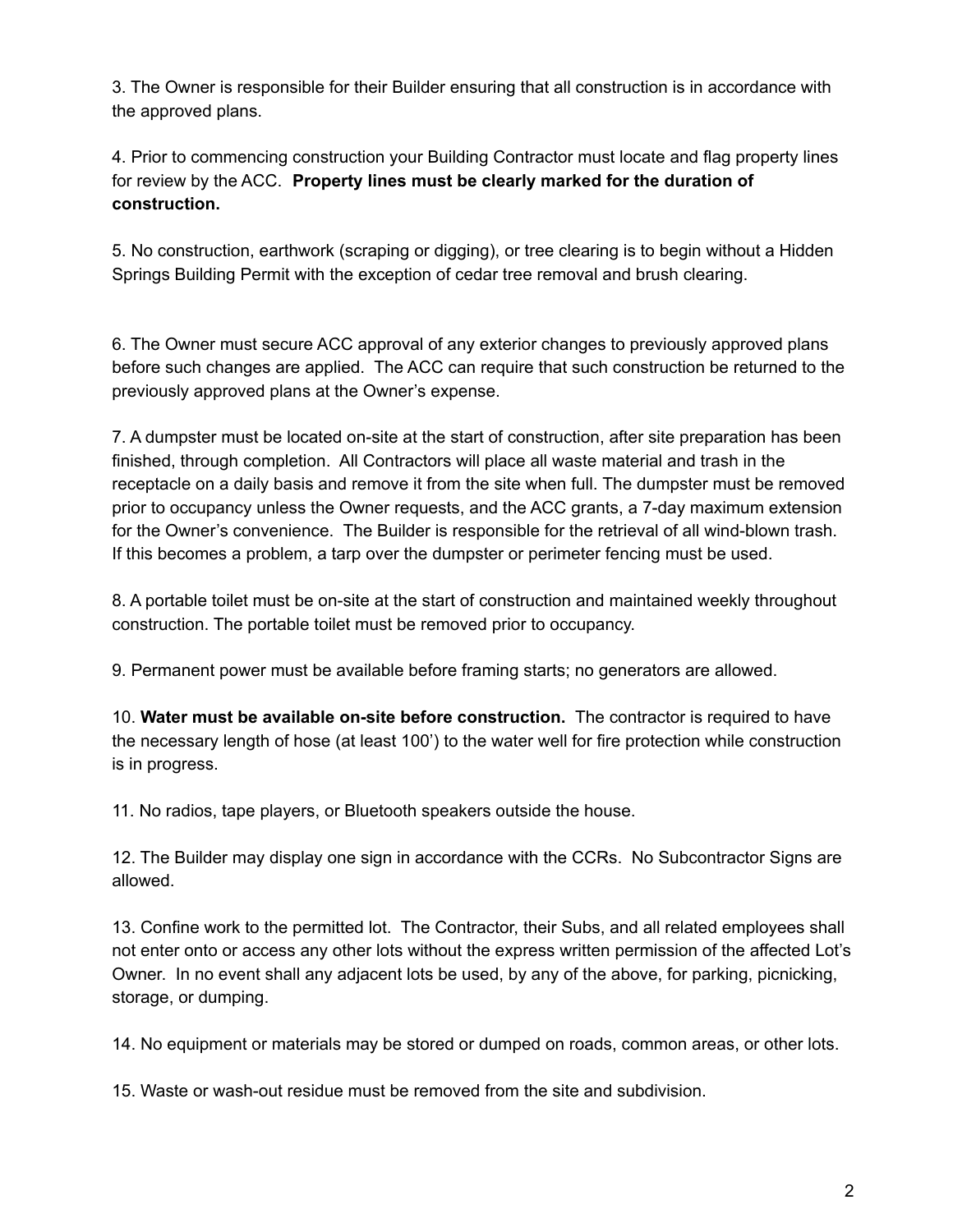3. The Owner is responsible for their Builder ensuring that all construction is in accordance with the approved plans.

4. Prior to commencing construction your Building Contractor must locate and flag property lines for review by the ACC. **Property lines must be clearly marked for the duration of construction.**

5. No construction, earthwork (scraping or digging), or tree clearing is to begin without a Hidden Springs Building Permit with the exception of cedar tree removal and brush clearing.

6. The Owner must secure ACC approval of any exterior changes to previously approved plans before such changes are applied. The ACC can require that such construction be returned to the previously approved plans at the Owner's expense.

7. A dumpster must be located on-site at the start of construction, after site preparation has been finished, through completion. All Contractors will place all waste material and trash in the receptacle on a daily basis and remove it from the site when full. The dumpster must be removed prior to occupancy unless the Owner requests, and the ACC grants, a 7-day maximum extension for the Owner's convenience. The Builder is responsible for the retrieval of all wind-blown trash. If this becomes a problem, a tarp over the dumpster or perimeter fencing must be used.

8. A portable toilet must be on-site at the start of construction and maintained weekly throughout construction. The portable toilet must be removed prior to occupancy.

9. Permanent power must be available before framing starts; no generators are allowed.

10. **Water must be available on-site before construction.** The contractor is required to have the necessary length of hose (at least 100') to the water well for fire protection while construction is in progress.

11. No radios, tape players, or Bluetooth speakers outside the house.

12. The Builder may display one sign in accordance with the CCRs. No Subcontractor Signs are allowed.

13. Confine work to the permitted lot. The Contractor, their Subs, and all related employees shall not enter onto or access any other lots without the express written permission of the affected Lot's Owner. In no event shall any adjacent lots be used, by any of the above, for parking, picnicking, storage, or dumping.

14. No equipment or materials may be stored or dumped on roads, common areas, or other lots.

15. Waste or wash-out residue must be removed from the site and subdivision.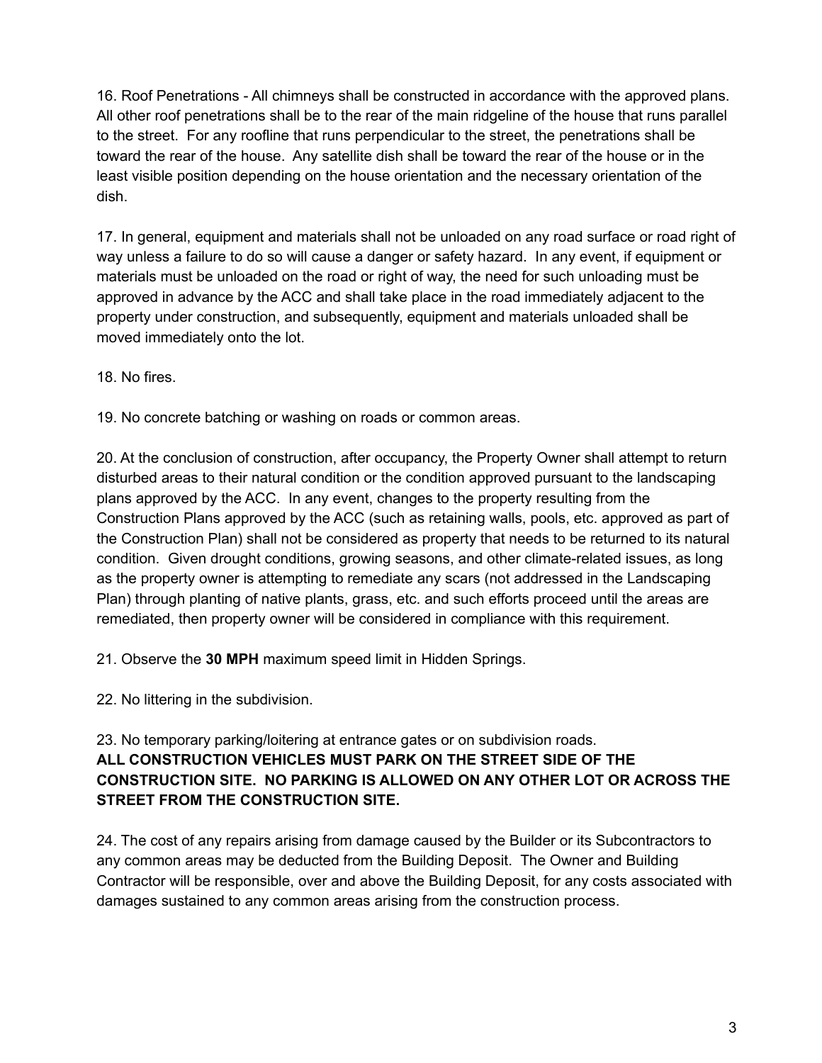16. Roof Penetrations - All chimneys shall be constructed in accordance with the approved plans. All other roof penetrations shall be to the rear of the main ridgeline of the house that runs parallel to the street. For any roofline that runs perpendicular to the street, the penetrations shall be toward the rear of the house. Any satellite dish shall be toward the rear of the house or in the least visible position depending on the house orientation and the necessary orientation of the dish.

17. In general, equipment and materials shall not be unloaded on any road surface or road right of way unless a failure to do so will cause a danger or safety hazard. In any event, if equipment or materials must be unloaded on the road or right of way, the need for such unloading must be approved in advance by the ACC and shall take place in the road immediately adjacent to the property under construction, and subsequently, equipment and materials unloaded shall be moved immediately onto the lot.

18. No fires.

19. No concrete batching or washing on roads or common areas.

20. At the conclusion of construction, after occupancy, the Property Owner shall attempt to return disturbed areas to their natural condition or the condition approved pursuant to the landscaping plans approved by the ACC. In any event, changes to the property resulting from the Construction Plans approved by the ACC (such as retaining walls, pools, etc. approved as part of the Construction Plan) shall not be considered as property that needs to be returned to its natural condition. Given drought conditions, growing seasons, and other climate-related issues, as long as the property owner is attempting to remediate any scars (not addressed in the Landscaping Plan) through planting of native plants, grass, etc. and such efforts proceed until the areas are remediated, then property owner will be considered in compliance with this requirement.

21. Observe the **30 MPH** maximum speed limit in Hidden Springs.

22. No littering in the subdivision.

23. No temporary parking/loitering at entrance gates or on subdivision roads.
**ALL CONSTRUCTION VEHICLES MUST PARK ON THE STREET SIDE OF THE CONSTRUCTION SITE. NO PARKING IS ALLOWED ON ANY OTHER LOT OR ACROSS THE STREET FROM THE CONSTRUCTION SITE.**

24. The cost of any repairs arising from damage caused by the Builder or its Subcontractors to any common areas may be deducted from the Building Deposit. The Owner and Building Contractor will be responsible, over and above the Building Deposit, for any costs associated with damages sustained to any common areas arising from the construction process.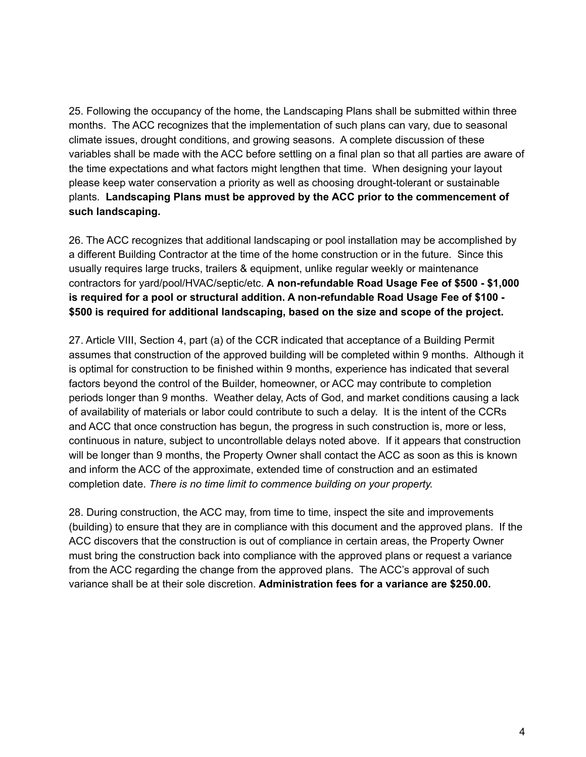25. Following the occupancy of the home, the Landscaping Plans shall be submitted within three months. The ACC recognizes that the implementation of such plans can vary, due to seasonal climate issues, drought conditions, and growing seasons. A complete discussion of these variables shall be made with the ACC before settling on a final plan so that all parties are aware of the time expectations and what factors might lengthen that time. When designing your layout please keep water conservation a priority as well as choosing drought-tolerant or sustainable plants. **Landscaping Plans must be approved by the ACC prior to the commencement of such landscaping.**

26. The ACC recognizes that additional landscaping or pool installation may be accomplished by a different Building Contractor at the time of the home construction or in the future. Since this usually requires large trucks, trailers & equipment, unlike regular weekly or maintenance contractors for yard/pool/HVAC/septic/etc. **A non-refundable Road Usage Fee of $500 - $1,000 is required for a pool or structural addition. A non-refundable Road Usage Fee of $100 - $500 is required for additional landscaping, based on the size and scope of the project.**

27. Article VIII, Section 4, part (a) of the CCR indicated that acceptance of a Building Permit assumes that construction of the approved building will be completed within 9 months. Although it is optimal for construction to be finished within 9 months, experience has indicated that several factors beyond the control of the Builder, homeowner, or ACC may contribute to completion periods longer than 9 months. Weather delay, Acts of God, and market conditions causing a lack of availability of materials or labor could contribute to such a delay. It is the intent of the CCRs and ACC that once construction has begun, the progress in such construction is, more or less, continuous in nature, subject to uncontrollable delays noted above. If it appears that construction will be longer than 9 months, the Property Owner shall contact the ACC as soon as this is known and inform the ACC of the approximate, extended time of construction and an estimated completion date. *There is no time limit to commence building on your property.*

28. During construction, the ACC may, from time to time, inspect the site and improvements (building) to ensure that they are in compliance with this document and the approved plans. If the ACC discovers that the construction is out of compliance in certain areas, the Property Owner must bring the construction back into compliance with the approved plans or request a variance from the ACC regarding the change from the approved plans. The ACC's approval of such variance shall be at their sole discretion. **Administration fees for a variance are $250.00.**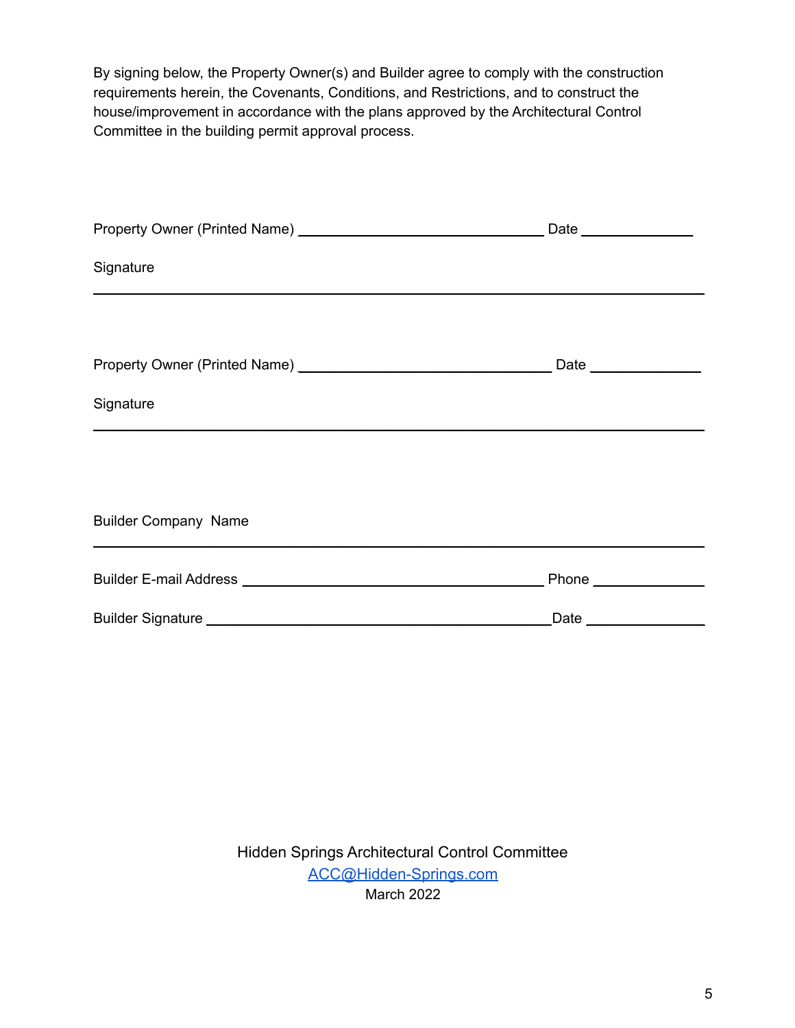By signing below, the Property Owner(s) and Builder agree to comply with the construction requirements herein, the Covenants, Conditions, and Restrictions, and to construct the house/improvement in accordance with the plans approved by the Architectural Control Committee in the building permit approval process.

Property Owner (Printed Name) ______________________________ Date ______________

Signature

_____________________________________________________________________________

Property Owner (Printed Name) ______________________________ Date ______________

Signature

_____________________________________________________________________________

Builder Company Name

_____________________________________________________________________________

Builder E-mail Address __________________________________ Phone ______________

Builder Signature ________________________________________ Date ______________

Hidden Springs Architectural Control Committee

ACC@Hidden-Springs.com

March 2022